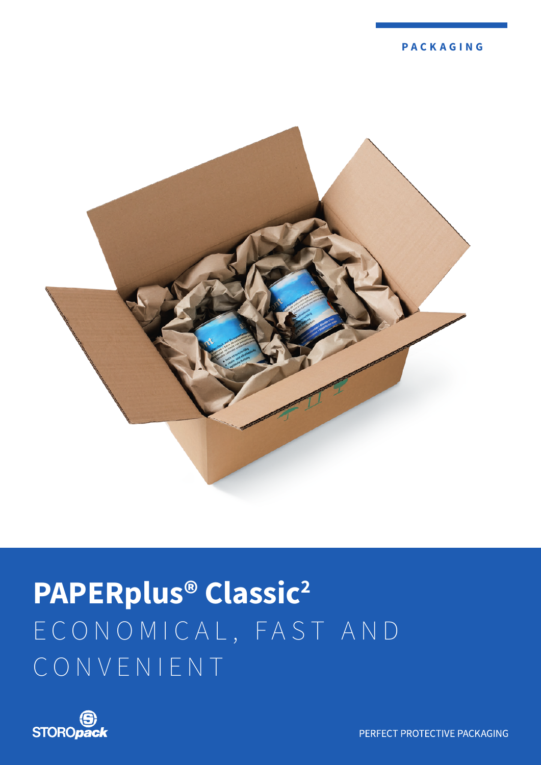PACKAGING

# PAPERplus® Classic²

ECONOMICAL, FAST AND CONVENIENT

STOROpack

PERFECT PROTECTIVE PACKAGING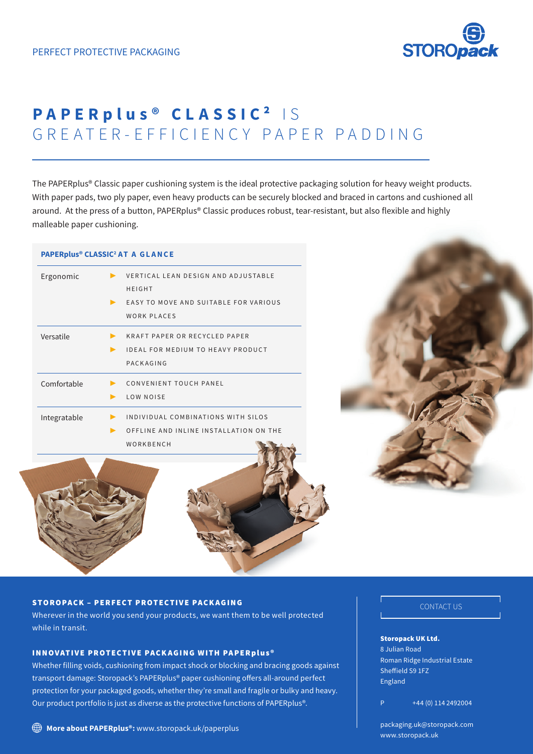PERFECT PROTECTIVE PACKAGING

# PAPERplus® CLASSIC² IS GREATER-EFFICIENCY PAPER PADDING

The PAPERplus® Classic paper cushioning system is the ideal protective packaging solution for heavy weight products. With paper pads, two ply paper, even heavy products can be securely blocked and braced in cartons and cushioned all around. At the press of a button, PAPERplus® Classic produces robust, tear-resistant, but also flexible and highly malleable paper cushioning.

**PAPERplus® CLASSIC² AT A GLANCE**

| | |
|---|---|
| Ergonomic | ▶ VERTICAL LEAN DESIGN AND ADJUSTABLE HEIGHT<br>▶ EASY TO MOVE AND SUITABLE FOR VARIOUS WORK PLACES |
| Versatile | ▶ KRAFT PAPER OR RECYCLED PAPER<br>▶ IDEAL FOR MEDIUM TO HEAVY PRODUCT PACKAGING |
| Comfortable | ▶ CONVENIENT TOUCH PANEL<br>▶ LOW NOISE |
| Integratable | ▶ INDIVIDUAL COMBINATIONS WITH SILOS<br>▶ OFFLINE AND INLINE INSTALLATION ON THE WORKBENCH |

## STOROPACK – PERFECT PROTECTIVE PACKAGING

Wherever in the world you send your products, we want them to be well protected while in transit.

## INNOVATIVE PROTECTIVE PACKAGING WITH PAPERplus®

Whether filling voids, cushioning from impact shock or blocking and bracing goods against transport damage: Storopack's PAPERplus® paper cushioning offers all-around perfect protection for your packaged goods, whether they're small and fragile or bulky and heavy. Our product portfolio is just as diverse as the protective functions of PAPERplus®.

**More about PAPERplus®:** www.storopack.uk/paperplus

CONTACT US

**Storopack UK Ltd.**
8 Julian Road
Roman Ridge Industrial Estate
Sheffield S9 1FZ
England

P +44 (0) 114 2492004

packaging.uk@storopack.com
www.storopack.uk